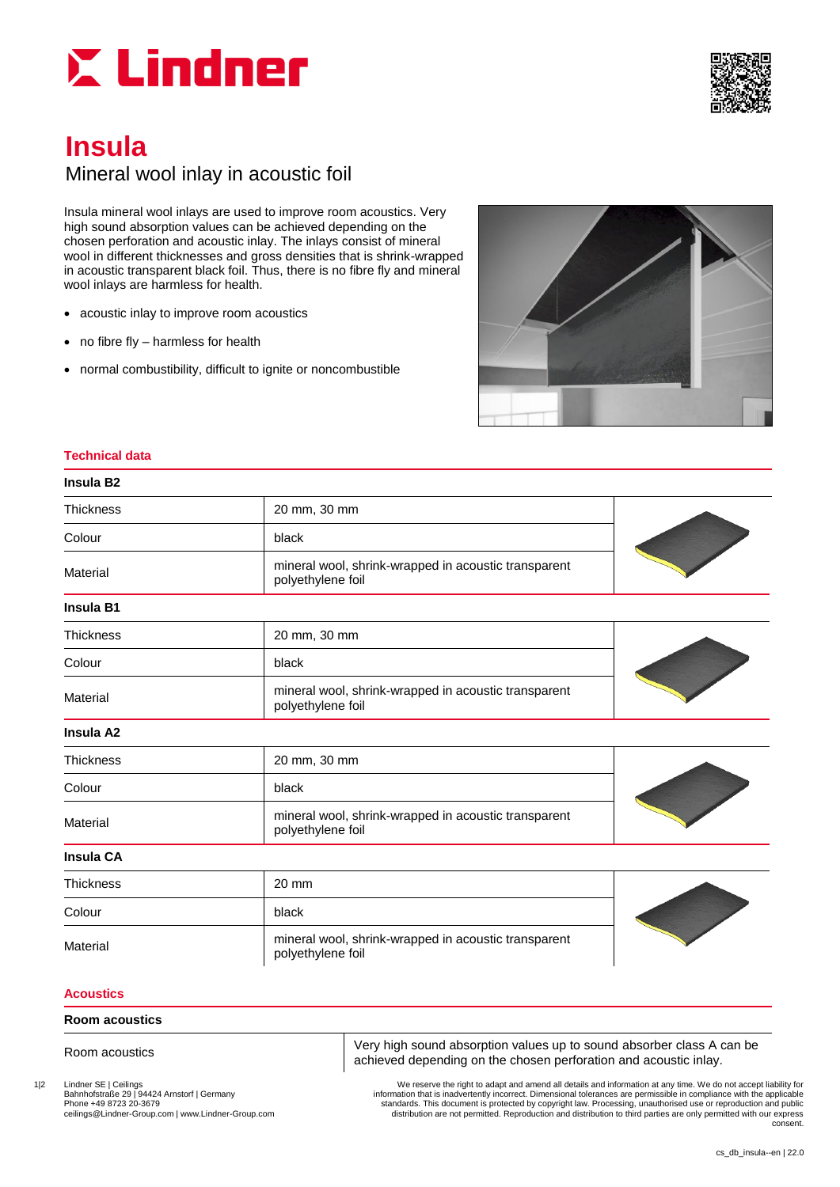# Insula

## Mineral wool inlay in acoustic foil

Insula mineral wool inlays are used to improve room acoustics. Very high sound absorption values can be achieved depending on the chosen perforation and acoustic inlay. The inlays consist of mineral wool in different thicknesses and gross densities that is shrink-wrapped in acoustic transparent black foil. Thus, there is no fibre fly and mineral wool inlays are harmless for health.

- acoustic inlay to improve room acoustics
- no fibre fly – harmless for health
- normal combustibility, difficult to ignite or noncombustible

### Technical data

**Insula B2**

| | |
|---|---|
| Thickness | 20 mm, 30 mm |
| Colour | black |
| Material | mineral wool, shrink-wrapped in acoustic transparent polyethylene foil |

**Insula B1**

| | |
|---|---|
| Thickness | 20 mm, 30 mm |
| Colour | black |
| Material | mineral wool, shrink-wrapped in acoustic transparent polyethylene foil |

**Insula A2**

| | |
|---|---|
| Thickness | 20 mm, 30 mm |
| Colour | black |
| Material | mineral wool, shrink-wrapped in acoustic transparent polyethylene foil |

**Insula CA**

| | |
|---|---|
| Thickness | 20 mm |
| Colour | black |
| Material | mineral wool, shrink-wrapped in acoustic transparent polyethylene foil |

### Acoustics

**Room acoustics**

| | |
|---|---|
| Room acoustics | Very high sound absorption values up to sound absorber class A can be achieved depending on the chosen perforation and acoustic inlay. |

Lindner SE | Ceilings
Bahnhofstraße 29 | 94424 Arnstorf | Germany
Phone +49 8723 20-3679
ceilings@Lindner-Group.com | www.Lindner-Group.com

We reserve the right to adapt and amend all details and information at any time. We do not accept liability for information that is inadvertently incorrect. Dimensional tolerances are permissible in compliance with the applicable standards. This document is protected by copyright law. Processing, unauthorised use or reproduction and public distribution are not permitted. Reproduction and distribution to third parties are only permitted with our express consent.

cs_db_insula--en | 22.0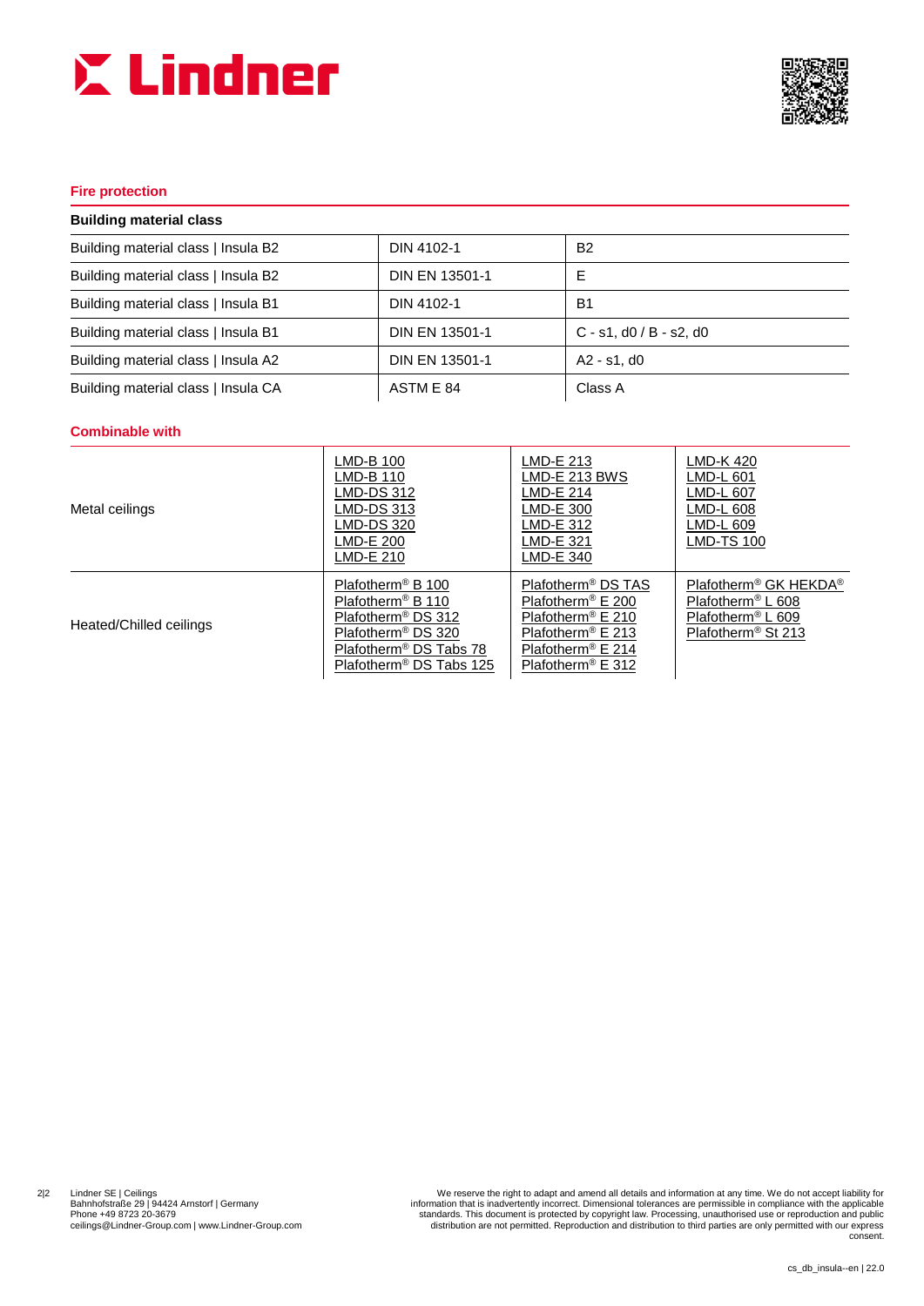## Fire protection

### Building material class

| | | |
|---|---|---|
| Building material class \| Insula B2 | DIN 4102-1 | B2 |
| Building material class \| Insula B2 | DIN EN 13501-1 | E |
| Building material class \| Insula B1 | DIN 4102-1 | B1 |
| Building material class \| Insula B1 | DIN EN 13501-1 | C - s1, d0 / B - s2, d0 |
| Building material class \| Insula A2 | DIN EN 13501-1 | A2 - s1, d0 |
| Building material class \| Insula CA | ASTM E 84 | Class A |

## Combinable with

| | | | |
|---|---|---|---|
| Metal ceilings | LMD-B 100<br>LMD-B 110<br>LMD-DS 312<br>LMD-DS 313<br>LMD-DS 320<br>LMD-E 200<br>LMD-E 210 | LMD-E 213<br>LMD-E 213 BWS<br>LMD-E 214<br>LMD-E 300<br>LMD-E 312<br>LMD-E 321<br>LMD-E 340 | LMD-K 420<br>LMD-L 601<br>LMD-L 607<br>LMD-L 608<br>LMD-L 609<br>LMD-TS 100 |
| Heated/Chilled ceilings | Plafotherm® B 100<br>Plafotherm® B 110<br>Plafotherm® DS 312<br>Plafotherm® DS 320<br>Plafotherm® DS Tabs 78<br>Plafotherm® DS Tabs 125 | Plafotherm® DS TAS<br>Plafotherm® E 200<br>Plafotherm® E 210<br>Plafotherm® E 213<br>Plafotherm® E 214<br>Plafotherm® E 312 | Plafotherm® GK HEKDA®<br>Plafotherm® L 608<br>Plafotherm® L 609<br>Plafotherm® St 213 |

Lindner SE | Ceilings
Bahnhofstraße 29 | 94424 Arnstorf | Germany
Phone +49 8723 20-3679
ceilings@Lindner-Group.com | www.Lindner-Group.com

We reserve the right to adapt and amend all details and information at any time. We do not accept liability for information that is inadvertently incorrect. Dimensional tolerances are permissible in compliance with the applicable standards. This document is protected by copyright law. Processing, unauthorised use or reproduction and public distribution are not permitted. Reproduction and distribution to third parties are only permitted with our express consent.

cs_db_insula--en | 22.0